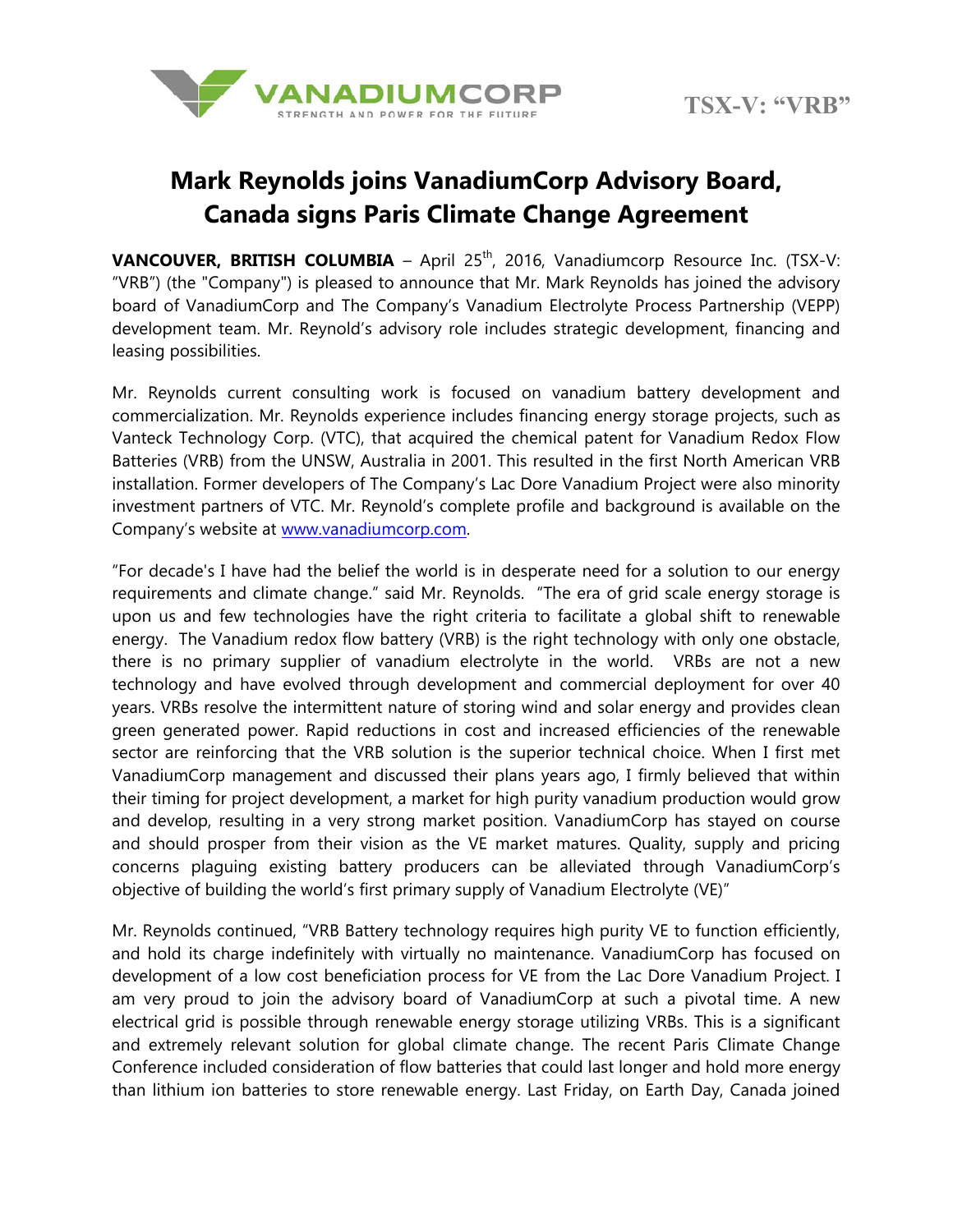VANADIUMCORP

STRENGTH AND POWER FOR THE FUTURE

TSX-V: "VRB"

# Mark Reynolds joins VanadiumCorp Advisory Board, Canada signs Paris Climate Change Agreement

**VANCOUVER, BRITISH COLUMBIA** – April 25th, 2016, Vanadiumcorp Resource Inc. (TSX-V: "VRB") (the "Company") is pleased to announce that Mr. Mark Reynolds has joined the advisory board of VanadiumCorp and The Company's Vanadium Electrolyte Process Partnership (VEPP) development team. Mr. Reynold's advisory role includes strategic development, financing and leasing possibilities.

Mr. Reynolds current consulting work is focused on vanadium battery development and commercialization. Mr. Reynolds experience includes financing energy storage projects, such as Vanteck Technology Corp. (VTC), that acquired the chemical patent for Vanadium Redox Flow Batteries (VRB) from the UNSW, Australia in 2001. This resulted in the first North American VRB installation. Former developers of The Company's Lac Dore Vanadium Project were also minority investment partners of VTC. Mr. Reynold's complete profile and background is available on the Company's website at www.vanadiumcorp.com.

"For decade's I have had the belief the world is in desperate need for a solution to our energy requirements and climate change." said Mr. Reynolds. "The era of grid scale energy storage is upon us and few technologies have the right criteria to facilitate a global shift to renewable energy. The Vanadium redox flow battery (VRB) is the right technology with only one obstacle, there is no primary supplier of vanadium electrolyte in the world. VRBs are not a new technology and have evolved through development and commercial deployment for over 40 years. VRBs resolve the intermittent nature of storing wind and solar energy and provides clean green generated power. Rapid reductions in cost and increased efficiencies of the renewable sector are reinforcing that the VRB solution is the superior technical choice. When I first met VanadiumCorp management and discussed their plans years ago, I firmly believed that within their timing for project development, a market for high purity vanadium production would grow and develop, resulting in a very strong market position. VanadiumCorp has stayed on course and should prosper from their vision as the VE market matures. Quality, supply and pricing concerns plaguing existing battery producers can be alleviated through VanadiumCorp's objective of building the world's first primary supply of Vanadium Electrolyte (VE)"

Mr. Reynolds continued, "VRB Battery technology requires high purity VE to function efficiently, and hold its charge indefinitely with virtually no maintenance. VanadiumCorp has focused on development of a low cost beneficiation process for VE from the Lac Dore Vanadium Project. I am very proud to join the advisory board of VanadiumCorp at such a pivotal time. A new electrical grid is possible through renewable energy storage utilizing VRBs. This is a significant and extremely relevant solution for global climate change. The recent Paris Climate Change Conference included consideration of flow batteries that could last longer and hold more energy than lithium ion batteries to store renewable energy. Last Friday, on Earth Day, Canada joined